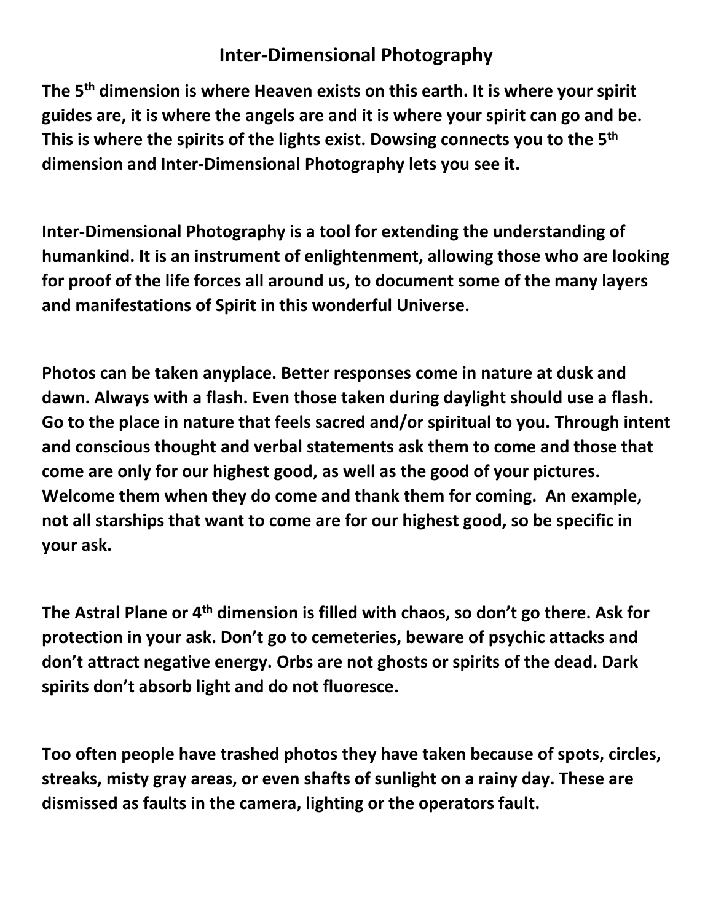# Inter-Dimensional Photography

**The 5th dimension is where Heaven exists on this earth. It is where your spirit guides are, it is where the angels are and it is where your spirit can go and be. This is where the spirits of the lights exist. Dowsing connects you to the 5th dimension and Inter-Dimensional Photography lets you see it.**

**Inter-Dimensional Photography is a tool for extending the understanding of humankind. It is an instrument of enlightenment, allowing those who are looking for proof of the life forces all around us, to document some of the many layers and manifestations of Spirit in this wonderful Universe.**

**Photos can be taken anyplace. Better responses come in nature at dusk and dawn. Always with a flash. Even those taken during daylight should use a flash. Go to the place in nature that feels sacred and/or spiritual to you. Through intent and conscious thought and verbal statements ask them to come and those that come are only for our highest good, as well as the good of your pictures. Welcome them when they do come and thank them for coming. An example, not all starships that want to come are for our highest good, so be specific in your ask.**

**The Astral Plane or 4th dimension is filled with chaos, so don't go there. Ask for protection in your ask. Don't go to cemeteries, beware of psychic attacks and don't attract negative energy. Orbs are not ghosts or spirits of the dead. Dark spirits don't absorb light and do not fluoresce.**

**Too often people have trashed photos they have taken because of spots, circles, streaks, misty gray areas, or even shafts of sunlight on a rainy day. These are dismissed as faults in the camera, lighting or the operators fault.**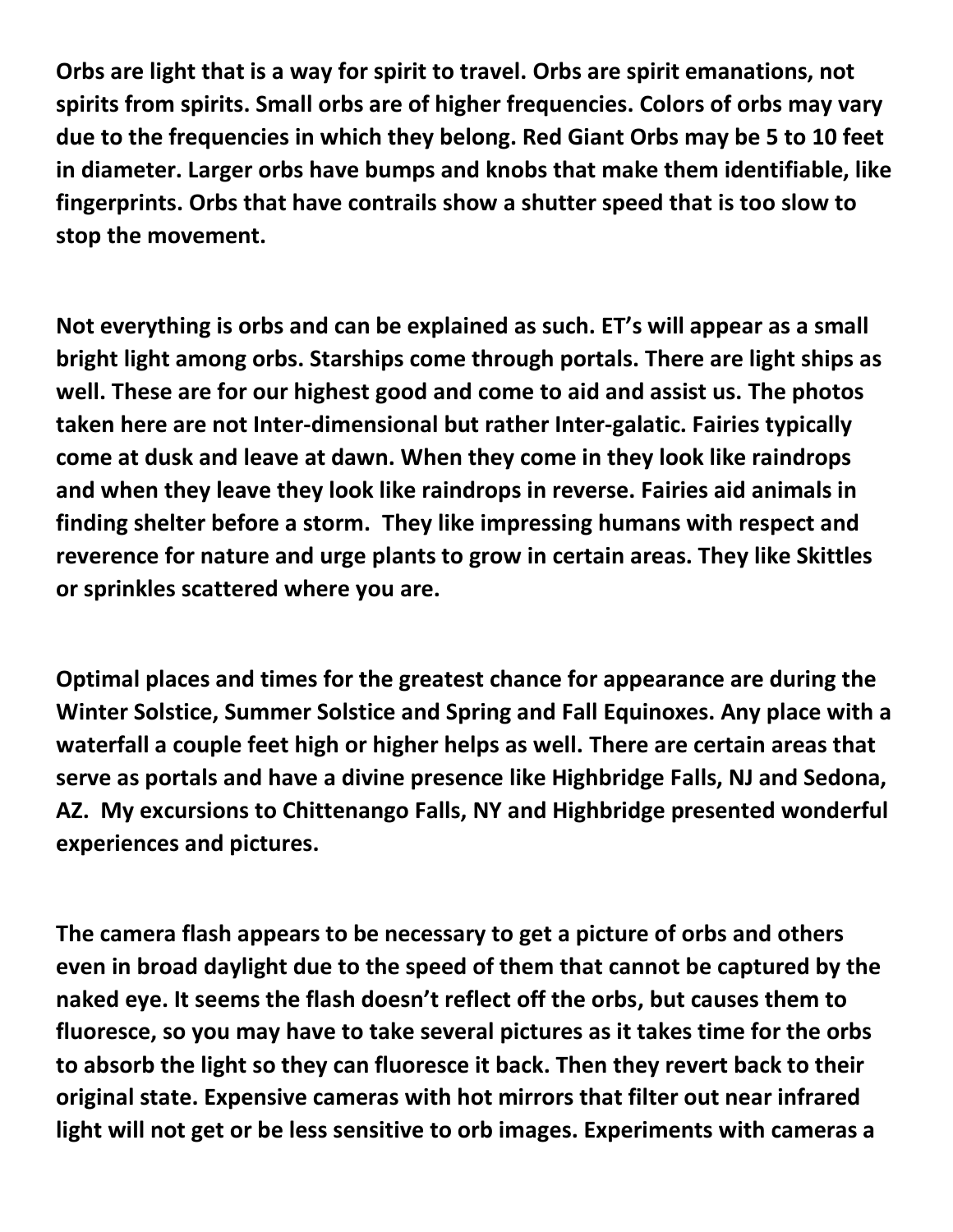**Orbs are light that is a way for spirit to travel. Orbs are spirit emanations, not spirits from spirits. Small orbs are of higher frequencies. Colors of orbs may vary due to the frequencies in which they belong. Red Giant Orbs may be 5 to 10 feet in diameter. Larger orbs have bumps and knobs that make them identifiable, like fingerprints. Orbs that have contrails show a shutter speed that is too slow to stop the movement.**

**Not everything is orbs and can be explained as such. ET's will appear as a small bright light among orbs. Starships come through portals. There are light ships as well. These are for our highest good and come to aid and assist us. The photos taken here are not Inter-dimensional but rather Inter-galatic. Fairies typically come at dusk and leave at dawn. When they come in they look like raindrops and when they leave they look like raindrops in reverse. Fairies aid animals in finding shelter before a storm. They like impressing humans with respect and reverence for nature and urge plants to grow in certain areas. They like Skittles or sprinkles scattered where you are.**

**Optimal places and times for the greatest chance for appearance are during the Winter Solstice, Summer Solstice and Spring and Fall Equinoxes. Any place with a waterfall a couple feet high or higher helps as well. There are certain areas that serve as portals and have a divine presence like Highbridge Falls, NJ and Sedona, AZ. My excursions to Chittenango Falls, NY and Highbridge presented wonderful experiences and pictures.**

**The camera flash appears to be necessary to get a picture of orbs and others even in broad daylight due to the speed of them that cannot be captured by the naked eye. It seems the flash doesn't reflect off the orbs, but causes them to fluoresce, so you may have to take several pictures as it takes time for the orbs to absorb the light so they can fluoresce it back. Then they revert back to their original state. Expensive cameras with hot mirrors that filter out near infrared light will not get or be less sensitive to orb images. Experiments with cameras a**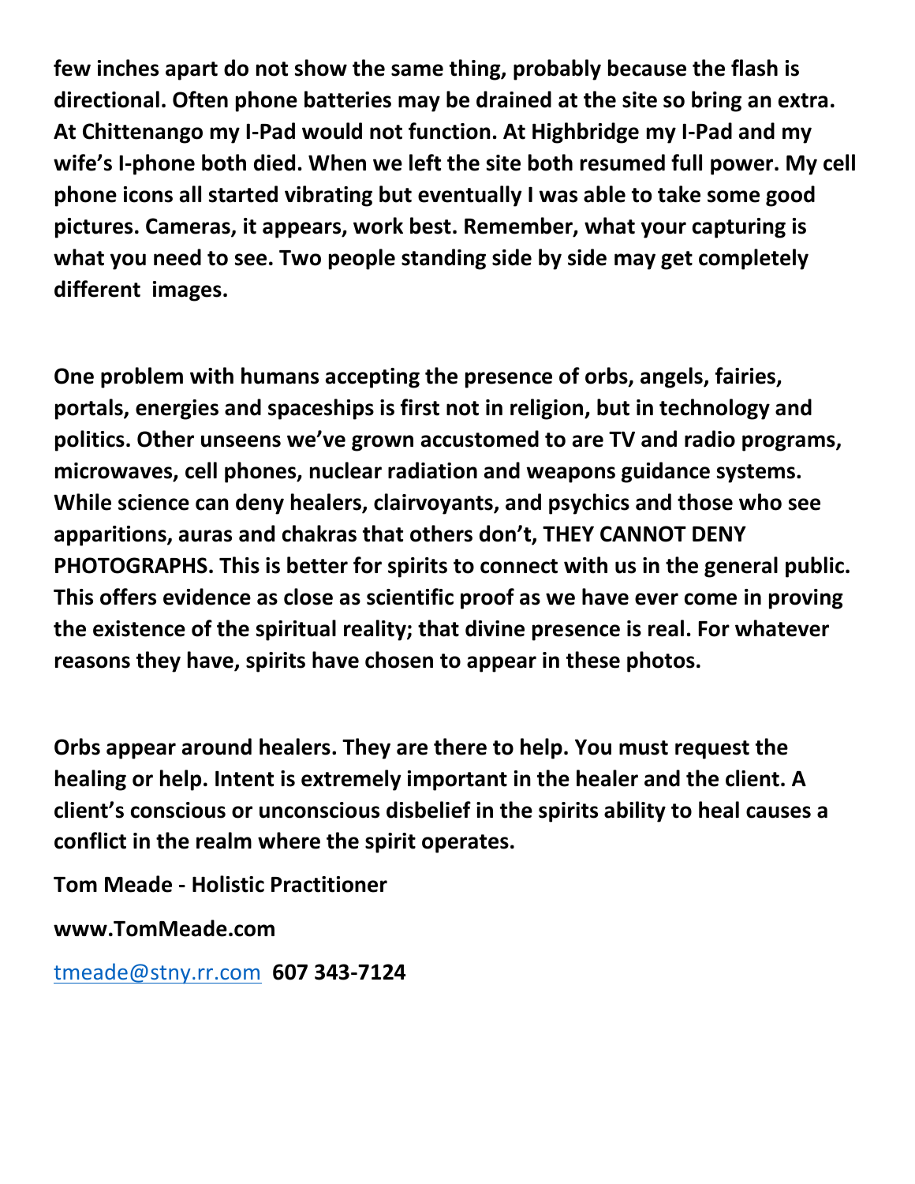**few inches apart do not show the same thing, probably because the flash is directional. Often phone batteries may be drained at the site so bring an extra. At Chittenango my I-Pad would not function. At Highbridge my I-Pad and my wife's I-phone both died. When we left the site both resumed full power. My cell phone icons all started vibrating but eventually I was able to take some good pictures. Cameras, it appears, work best. Remember, what your capturing is what you need to see. Two people standing side by side may get completely different images.**

**One problem with humans accepting the presence of orbs, angels, fairies, portals, energies and spaceships is first not in religion, but in technology and politics. Other unseens we've grown accustomed to are TV and radio programs, microwaves, cell phones, nuclear radiation and weapons guidance systems. While science can deny healers, clairvoyants, and psychics and those who see apparitions, auras and chakras that others don't, THEY CANNOT DENY PHOTOGRAPHS. This is better for spirits to connect with us in the general public. This offers evidence as close as scientific proof as we have ever come in proving the existence of the spiritual reality; that divine presence is real. For whatever reasons they have, spirits have chosen to appear in these photos.**

**Orbs appear around healers. They are there to help. You must request the healing or help. Intent is extremely important in the healer and the client. A client's conscious or unconscious disbelief in the spirits ability to heal causes a conflict in the realm where the spirit operates.**

**Tom Meade - Holistic Practitioner**

**www.TomMeade.com**

tmeade@stny.rr.com **607 343-7124**